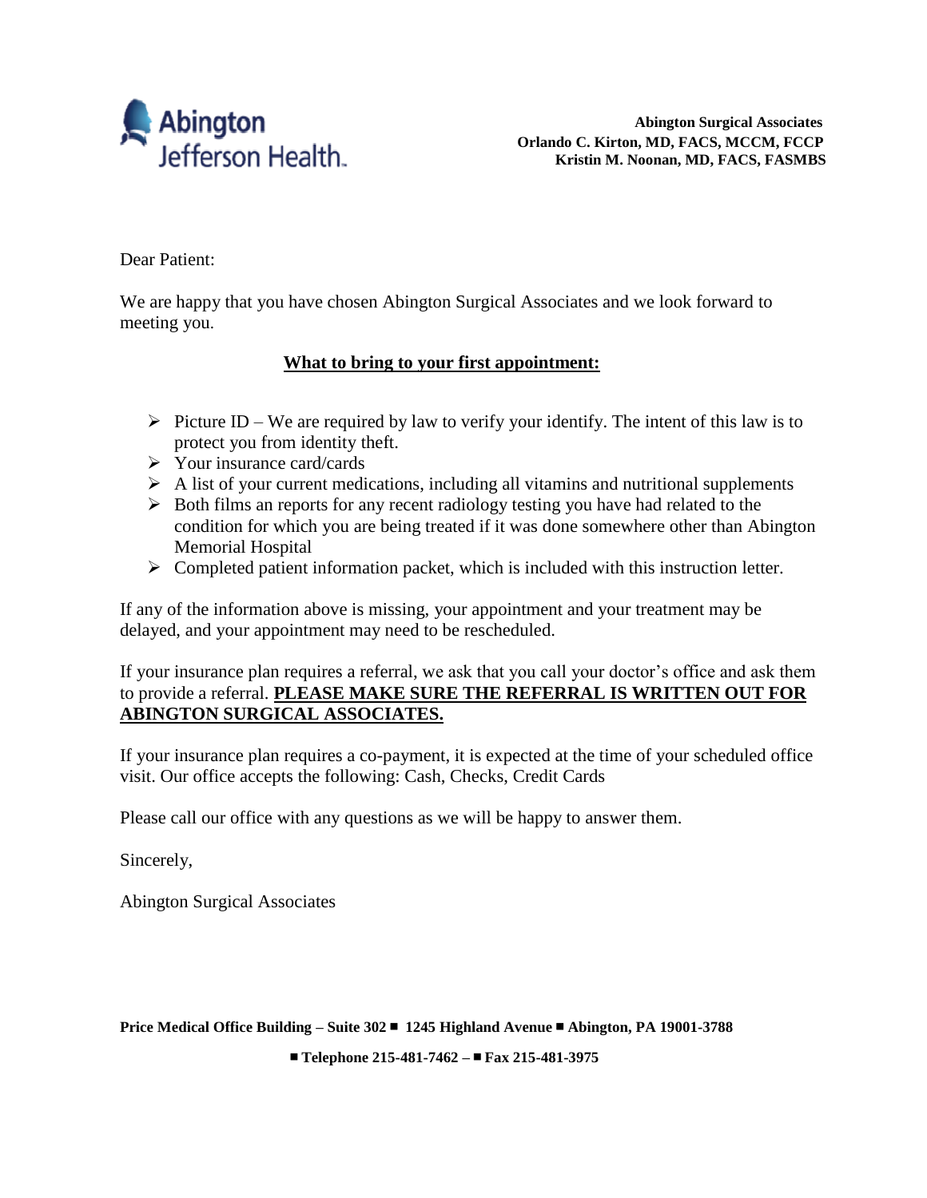Abington Jefferson Health.

**Abington Surgical Associates**
**Orlando C. Kirton, MD, FACS, MCCM, FCCP**
**Kristin M. Noonan, MD, FACS, FASMBS**

Dear Patient:

We are happy that you have chosen Abington Surgical Associates and we look forward to meeting you.

**<u>What to bring to your first appointment:</u>**

- Picture ID – We are required by law to verify your identify. The intent of this law is to protect you from identity theft.
- Your insurance card/cards
- A list of your current medications, including all vitamins and nutritional supplements
- Both films an reports for any recent radiology testing you have had related to the condition for which you are being treated if it was done somewhere other than Abington Memorial Hospital
- Completed patient information packet, which is included with this instruction letter.

If any of the information above is missing, your appointment and your treatment may be delayed, and your appointment may need to be rescheduled.

If your insurance plan requires a referral, we ask that you call your doctor's office and ask them to provide a referral. **<u>PLEASE MAKE SURE THE REFERRAL IS WRITTEN OUT FOR ABINGTON SURGICAL ASSOCIATES.</u>**

If your insurance plan requires a co-payment, it is expected at the time of your scheduled office visit. Our office accepts the following: Cash, Checks, Credit Cards

Please call our office with any questions as we will be happy to answer them.

Sincerely,

Abington Surgical Associates

**Price Medical Office Building – Suite 302 ■ 1245 Highland Avenue ■ Abington, PA 19001-3788**

**■ Telephone 215-481-7462 – ■ Fax 215-481-3975**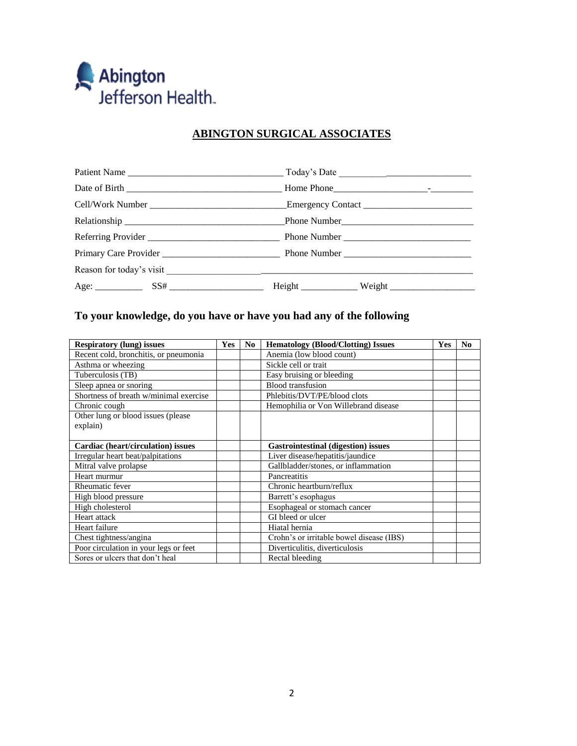Abington Jefferson Health.

## ABINGTON SURGICAL ASSOCIATES

Patient Name ________________________________ Today's Date __________________________

Date of Birth ________________________________ Home Phone___________________-_________

Cell/Work Number _____________________________Emergency Contact _______________________

Relationship _________________________________Phone Number___________________________

Referring Provider ____________________________ Phone Number __________________________

Primary Care Provider ________________________ Phone Number __________________________

Reason for today's visit _________________________________________________________________

Age: __________ SS# ____________________ Height ____________ Weight __________________

### To your knowledge, do you have or have you had any of the following

| **Respiratory (lung) issues** | **Yes** | **No** | **Hematology (Blood/Clotting) Issues** | **Yes** | **No** |
|---|---|---|---|---|---|
| Recent cold, bronchitis, or pneumonia | | | Anemia (low blood count) | | |
| Asthma or wheezing | | | Sickle cell or trait | | |
| Tuberculosis (TB) | | | Easy bruising or bleeding | | |
| Sleep apnea or snoring | | | Blood transfusion | | |
| Shortness of breath w/minimal exercise | | | Phlebitis/DVT/PE/blood clots | | |
| Chronic cough | | | Hemophilia or Von Willebrand disease | | |
| Other lung or blood issues (please explain) | | | | | |
| **Cardiac (heart/circulation) issues** | | | **Gastrointestinal (digestion) issues** | | |
| Irregular heart beat/palpitations | | | Liver disease/hepatitis/jaundice | | |
| Mitral valve prolapse | | | Gallbladder/stones, or inflammation | | |
| Heart murmur | | | Pancreatitis | | |
| Rheumatic fever | | | Chronic heartburn/reflux | | |
| High blood pressure | | | Barrett's esophagus | | |
| High cholesterol | | | Esophageal or stomach cancer | | |
| Heart attack | | | GI bleed or ulcer | | |
| Heart failure | | | Hiatal hernia | | |
| Chest tightness/angina | | | Crohn's or irritable bowel disease (IBS) | | |
| Poor circulation in your legs or feet | | | Diverticulitis, diverticulosis | | |
| Sores or ulcers that don't heal | | | Rectal bleeding | | |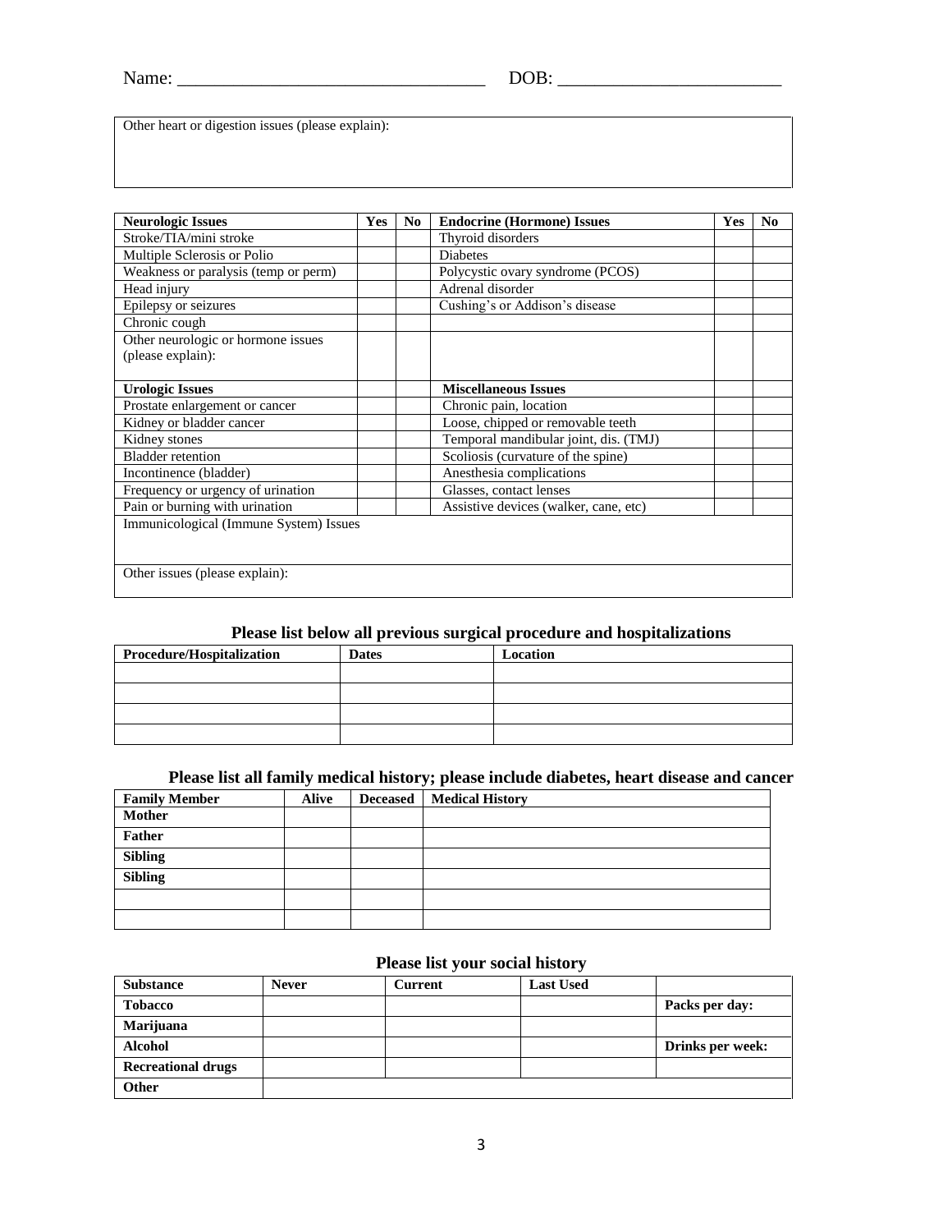Name: ________________________________ DOB: ________________________

| Other heart or digestion issues (please explain): |
|---|
| |

| **Neurologic Issues** | **Yes** | **No** | **Endocrine (Hormone) Issues** | **Yes** | **No** |
|---|---|---|---|---|---|
| Stroke/TIA/mini stroke | | | Thyroid disorders | | |
| Multiple Sclerosis or Polio | | | Diabetes | | |
| Weakness or paralysis (temp or perm) | | | Polycystic ovary syndrome (PCOS) | | |
| Head injury | | | Adrenal disorder | | |
| Epilepsy or seizures | | | Cushing's or Addison's disease | | |
| Chronic cough | | | | | |
| Other neurologic or hormone issues (please explain): | | | | | |
| **Urologic Issues** | | | **Miscellaneous Issues** | | |
| Prostate enlargement or cancer | | | Chronic pain, location | | |
| Kidney or bladder cancer | | | Loose, chipped or removable teeth | | |
| Kidney stones | | | Temporal mandibular joint, dis. (TMJ) | | |
| Bladder retention | | | Scoliosis (curvature of the spine) | | |
| Incontinence (bladder) | | | Anesthesia complications | | |
| Frequency or urgency of urination | | | Glasses, contact lenses | | |
| Pain or burning with urination | | | Assistive devices (walker, cane, etc) | | |
| Immunicological (Immune System) Issues | | | | | |
| Other issues (please explain): | | | | | |

## Please list below all previous surgical procedure and hospitalizations

| **Procedure/Hospitalization** | **Dates** | **Location** |
|---|---|---|
| | | |
| | | |
| | | |
| | | |

## Please list all family medical history; please include diabetes, heart disease and cancer

| **Family Member** | **Alive** | **Deceased** | **Medical History** |
|---|---|---|---|
| **Mother** | | | |
| **Father** | | | |
| **Sibling** | | | |
| **Sibling** | | | |
| | | | |
| | | | |

## Please list your social history

| **Substance** | **Never** | **Current** | **Last Used** | |
|---|---|---|---|---|
| **Tobacco** | | | | **Packs per day:** |
| **Marijuana** | | | | |
| **Alcohol** | | | | **Drinks per week:** |
| **Recreational drugs** | | | | |
| **Other** | | | | |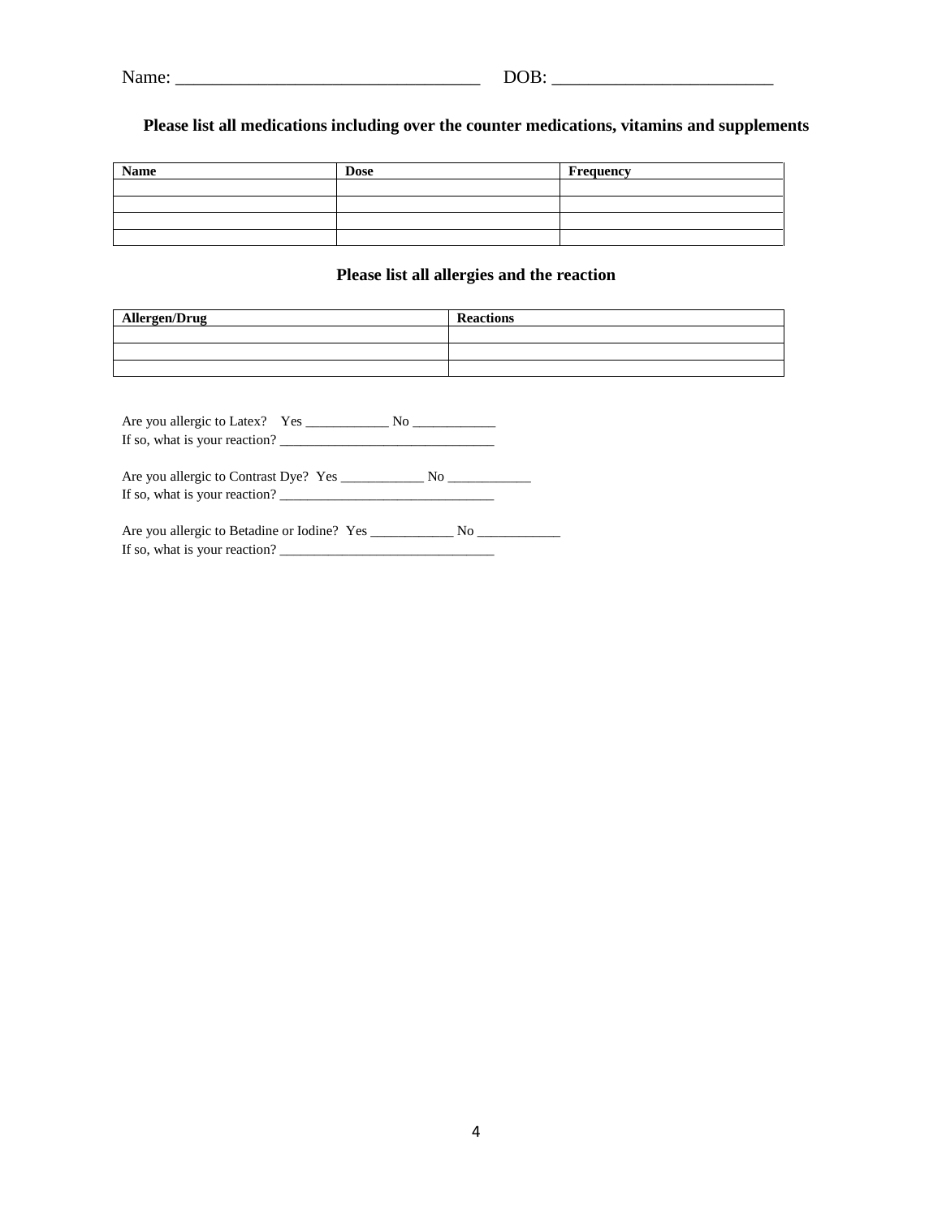Name: ________________________________ DOB: ________________________

**Please list all medications including over the counter medications, vitamins and supplements**

| Name | Dose | Frequency |
|---|---|---|
| | | |
| | | |
| | | |
| | | |

**Please list all allergies and the reaction**

| Allergen/Drug | Reactions |
|---|---|
| | |
| | |
| | |

Are you allergic to Latex? Yes ____________ No ____________
If so, what is your reaction? _______________________________

Are you allergic to Contrast Dye? Yes ____________ No ____________
If so, what is your reaction? _______________________________

Are you allergic to Betadine or Iodine? Yes ____________ No ____________
If so, what is your reaction? _______________________________